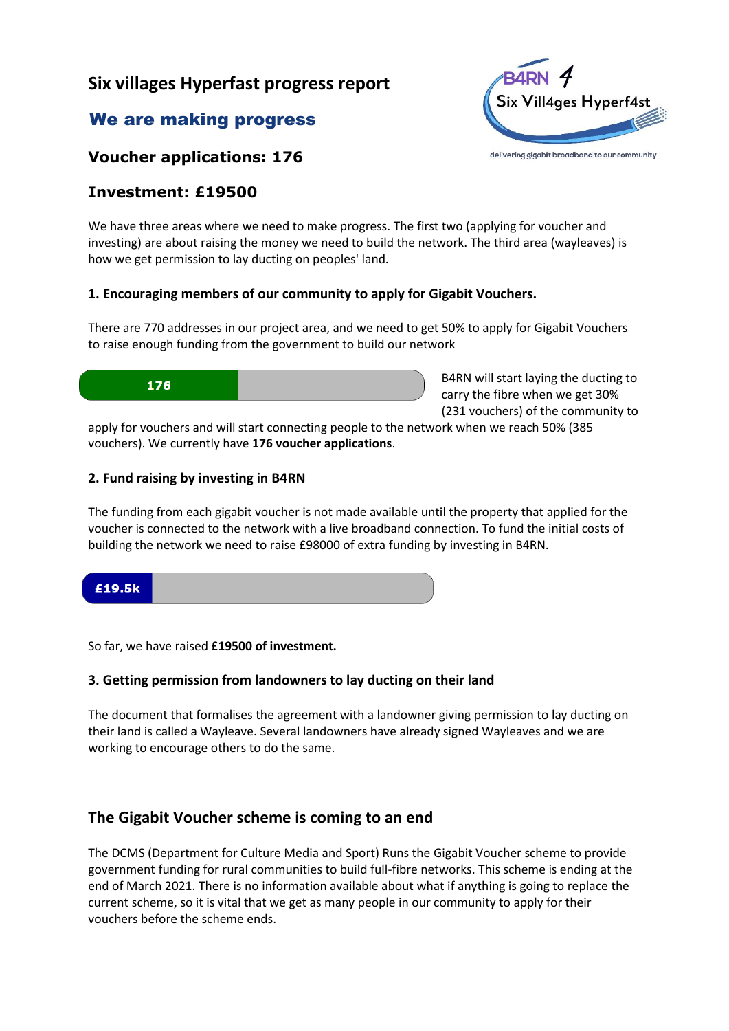# Six villages Hyperfast progress report

## We are making progress

### Voucher applications: 176

### Investment: £19500

B4RN 4 Six Vill4ges Hyperf4st

delivering gigabit broadband to our community

We have three areas where we need to make progress. The first two (applying for voucher and investing) are about raising the money we need to build the network. The third area (wayleaves) is how we get permission to lay ducting on peoples' land.

**1. Encouraging members of our community to apply for Gigabit Vouchers.**

There are 770 addresses in our project area, and we need to get 50% to apply for Gigabit Vouchers to raise enough funding from the government to build our network

176

B4RN will start laying the ducting to carry the fibre when we get 30% (231 vouchers) of the community to apply for vouchers and will start connecting people to the network when we reach 50% (385 vouchers). We currently have **176 voucher applications**.

**2. Fund raising by investing in B4RN**

The funding from each gigabit voucher is not made available until the property that applied for the voucher is connected to the network with a live broadband connection. To fund the initial costs of building the network we need to raise £98000 of extra funding by investing in B4RN.

£19.5k

So far, we have raised **£19500 of investment.**

**3. Getting permission from landowners to lay ducting on their land**

The document that formalises the agreement with a landowner giving permission to lay ducting on their land is called a Wayleave. Several landowners have already signed Wayleaves and we are working to encourage others to do the same.

## The Gigabit Voucher scheme is coming to an end

The DCMS (Department for Culture Media and Sport) Runs the Gigabit Voucher scheme to provide government funding for rural communities to build full-fibre networks. This scheme is ending at the end of March 2021. There is no information available about what if anything is going to replace the current scheme, so it is vital that we get as many people in our community to apply for their vouchers before the scheme ends.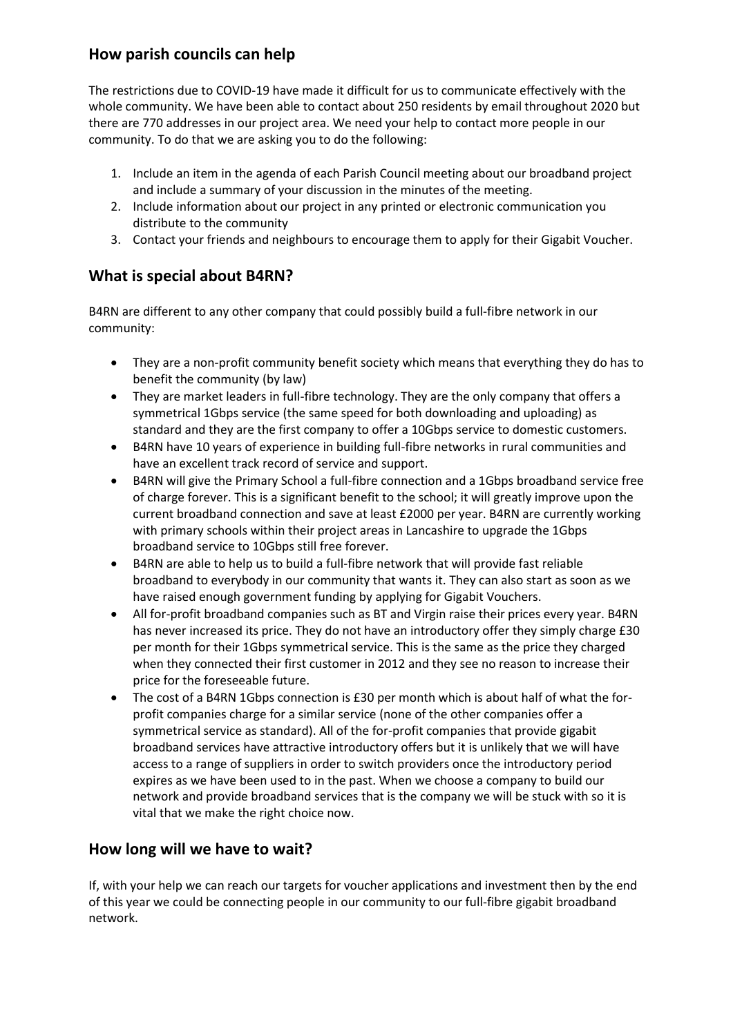## How parish councils can help

The restrictions due to COVID-19 have made it difficult for us to communicate effectively with the whole community. We have been able to contact about 250 residents by email throughout 2020 but there are 770 addresses in our project area. We need your help to contact more people in our community. To do that we are asking you to do the following:

1. Include an item in the agenda of each Parish Council meeting about our broadband project and include a summary of your discussion in the minutes of the meeting.
2. Include information about our project in any printed or electronic communication you distribute to the community
3. Contact your friends and neighbours to encourage them to apply for their Gigabit Voucher.

## What is special about B4RN?

B4RN are different to any other company that could possibly build a full-fibre network in our community:

- They are a non-profit community benefit society which means that everything they do has to benefit the community (by law)
- They are market leaders in full-fibre technology. They are the only company that offers a symmetrical 1Gbps service (the same speed for both downloading and uploading) as standard and they are the first company to offer a 10Gbps service to domestic customers.
- B4RN have 10 years of experience in building full-fibre networks in rural communities and have an excellent track record of service and support.
- B4RN will give the Primary School a full-fibre connection and a 1Gbps broadband service free of charge forever. This is a significant benefit to the school; it will greatly improve upon the current broadband connection and save at least £2000 per year. B4RN are currently working with primary schools within their project areas in Lancashire to upgrade the 1Gbps broadband service to 10Gbps still free forever.
- B4RN are able to help us to build a full-fibre network that will provide fast reliable broadband to everybody in our community that wants it. They can also start as soon as we have raised enough government funding by applying for Gigabit Vouchers.
- All for-profit broadband companies such as BT and Virgin raise their prices every year. B4RN has never increased its price. They do not have an introductory offer they simply charge £30 per month for their 1Gbps symmetrical service. This is the same as the price they charged when they connected their first customer in 2012 and they see no reason to increase their price for the foreseeable future.
- The cost of a B4RN 1Gbps connection is £30 per month which is about half of what the for-profit companies charge for a similar service (none of the other companies offer a symmetrical service as standard). All of the for-profit companies that provide gigabit broadband services have attractive introductory offers but it is unlikely that we will have access to a range of suppliers in order to switch providers once the introductory period expires as we have been used to in the past. When we choose a company to build our network and provide broadband services that is the company we will be stuck with so it is vital that we make the right choice now.

## How long will we have to wait?

If, with your help we can reach our targets for voucher applications and investment then by the end of this year we could be connecting people in our community to our full-fibre gigabit broadband network.